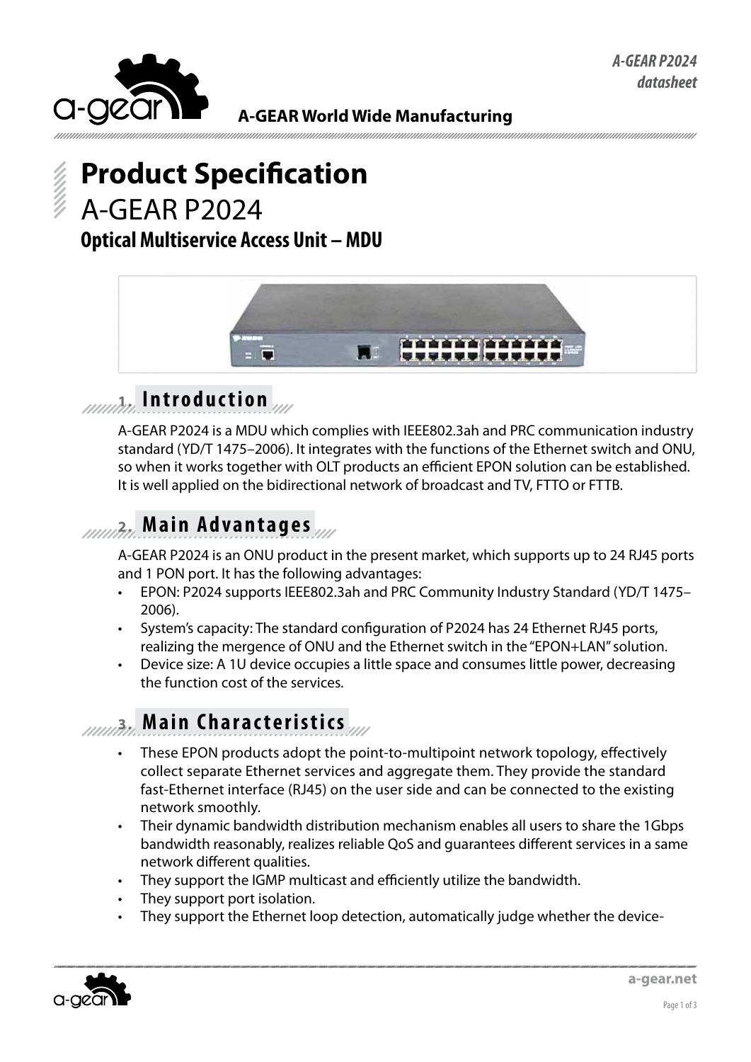A-GEAR World Wide Manufacturing

# Product Specification

## A-GEAR P2024

### Optical Multiservice Access Unit – MDU

## 1. Introduction

A-GEAR P2024 is a MDU which complies with IEEE802.3ah and PRC communication industry standard (YD/T 1475–2006). It integrates with the functions of the Ethernet switch and ONU, so when it works together with OLT products an efficient EPON solution can be established. It is well applied on the bidirectional network of broadcast and TV, FTTO or FTTB.

## 2. Main Advantages

A-GEAR P2024 is an ONU product in the present market, which supports up to 24 RJ45 ports and 1 PON port. It has the following advantages:

- EPON: P2024 supports IEEE802.3ah and PRC Community Industry Standard (YD/T 1475–2006).
- System's capacity: The standard configuration of P2024 has 24 Ethernet RJ45 ports, realizing the mergence of ONU and the Ethernet switch in the "EPON+LAN" solution.
- Device size: A 1U device occupies a little space and consumes little power, decreasing the function cost of the services.

## 3. Main Characteristics

- These EPON products adopt the point-to-multipoint network topology, effectively collect separate Ethernet services and aggregate them. They provide the standard fast-Ethernet interface (RJ45) on the user side and can be connected to the existing network smoothly.
- Their dynamic bandwidth distribution mechanism enables all users to share the 1Gbps bandwidth reasonably, realizes reliable QoS and guarantees different services in a same network different qualities.
- They support the IGMP multicast and efficiently utilize the bandwidth.
- They support port isolation.
- They support the Ethernet loop detection, automatically judge whether the device-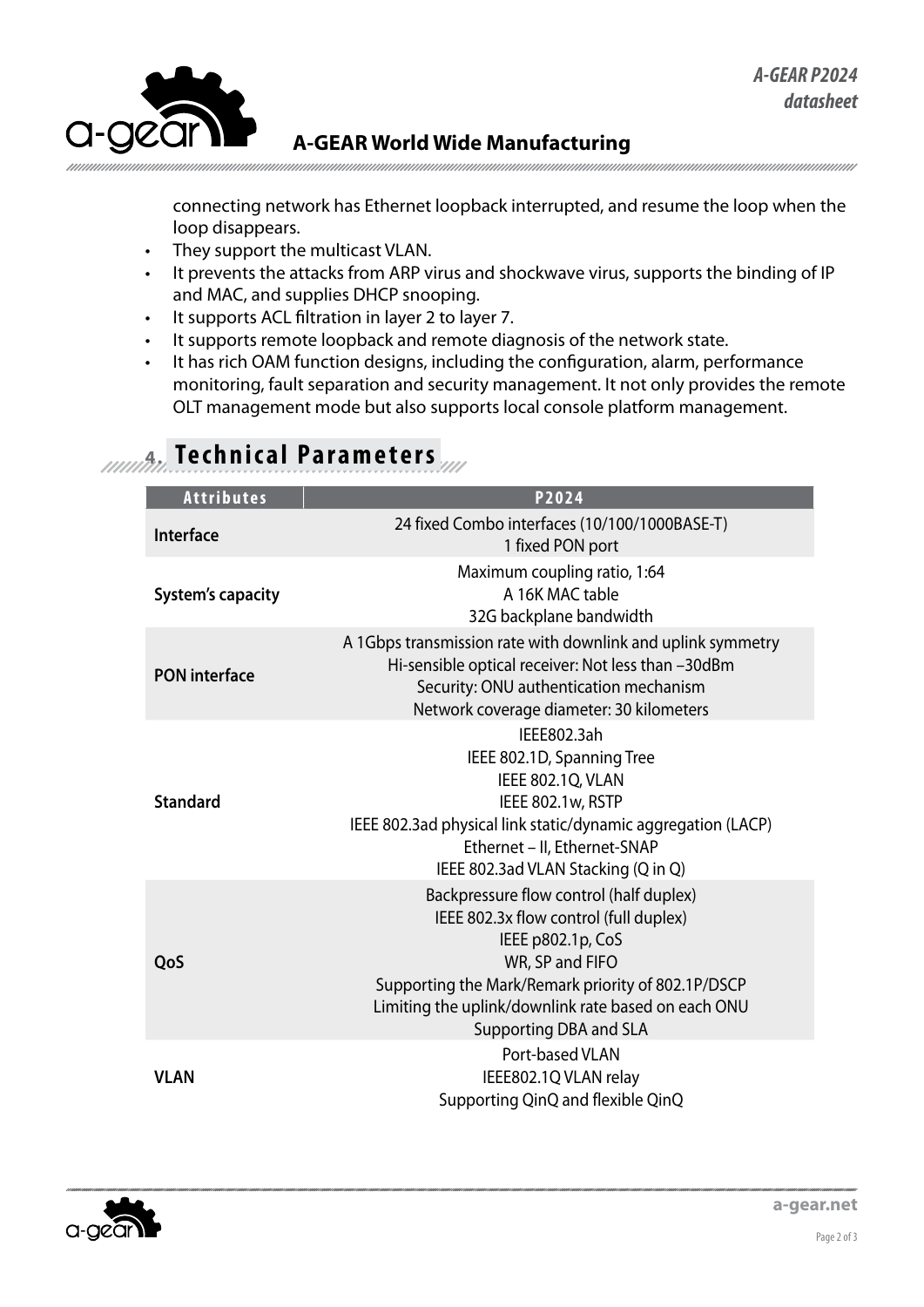connecting network has Ethernet loopback interrupted, and resume the loop when the loop disappears.

- They support the multicast VLAN.
- It prevents the attacks from ARP virus and shockwave virus, supports the binding of IP and MAC, and supplies DHCP snooping.
- It supports ACL filtration in layer 2 to layer 7.
- It supports remote loopback and remote diagnosis of the network state.
- It has rich OAM function designs, including the configuration, alarm, performance monitoring, fault separation and security management. It not only provides the remote OLT management mode but also supports local console platform management.

## 4. Technical Parameters

| Attributes | P2024 |
|---|---|
| **Interface** | 24 fixed Combo interfaces (10/100/1000BASE-T)<br>1 fixed PON port |
| **System's capacity** | Maximum coupling ratio, 1:64<br>A 16K MAC table<br>32G backplane bandwidth |
| **PON interface** | A 1Gbps transmission rate with downlink and uplink symmetry<br>Hi-sensible optical receiver: Not less than –30dBm<br>Security: ONU authentication mechanism<br>Network coverage diameter: 30 kilometers |
| **Standard** | IEEE802.3ah<br>IEEE 802.1D, Spanning Tree<br>IEEE 802.1Q, VLAN<br>IEEE 802.1w, RSTP<br>IEEE 802.3ad physical link static/dynamic aggregation (LACP)<br>Ethernet – II, Ethernet-SNAP<br>IEEE 802.3ad VLAN Stacking (Q in Q) |
| **QoS** | Backpressure flow control (half duplex)<br>IEEE 802.3x flow control (full duplex)<br>IEEE p802.1p, CoS<br>WR, SP and FIFO<br>Supporting the Mark/Remark priority of 802.1P/DSCP<br>Limiting the uplink/downlink rate based on each ONU<br>Supporting DBA and SLA |
| **VLAN** | Port-based VLAN<br>IEEE802.1Q VLAN relay<br>Supporting QinQ and flexible QinQ |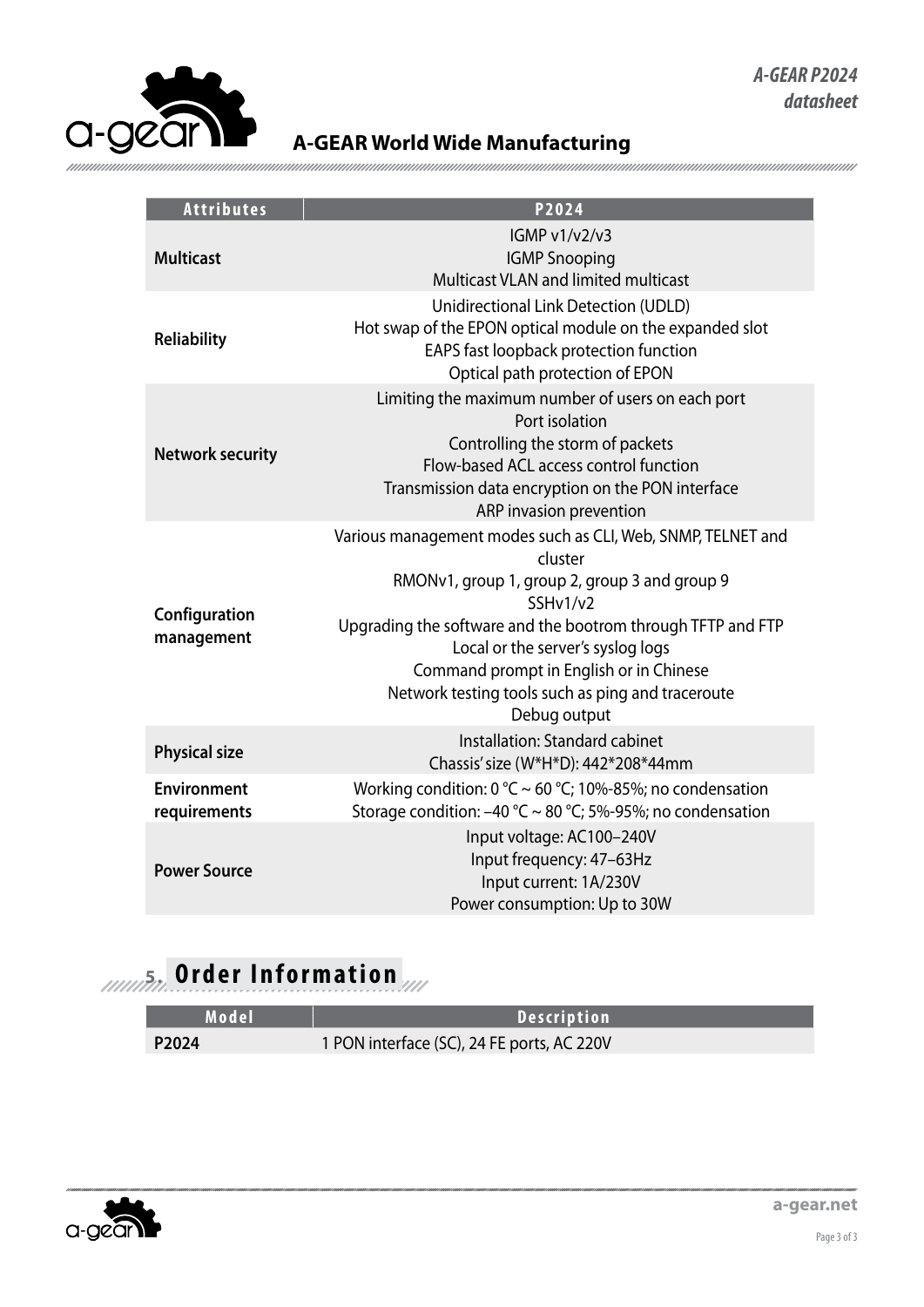| Attributes | P2024 |
|---|---|
| **Multicast** | IGMP v1/v2/v3<br>IGMP Snooping<br>Multicast VLAN and limited multicast |
| **Reliability** | Unidirectional Link Detection (UDLD)<br>Hot swap of the EPON optical module on the expanded slot<br>EAPS fast loopback protection function<br>Optical path protection of EPON |
| **Network security** | Limiting the maximum number of users on each port<br>Port isolation<br>Controlling the storm of packets<br>Flow-based ACL access control function<br>Transmission data encryption on the PON interface<br>ARP invasion prevention |
| **Configuration management** | Various management modes such as CLI, Web, SNMP, TELNET and cluster<br>RMONv1, group 1, group 2, group 3 and group 9<br>SSHv1/v2<br>Upgrading the software and the bootrom through TFTP and FTP<br>Local or the server's syslog logs<br>Command prompt in English or in Chinese<br>Network testing tools such as ping and traceroute<br>Debug output |
| **Physical size** | Installation: Standard cabinet<br>Chassis' size (W*H*D): 442*208*44mm |
| **Environment requirements** | Working condition: 0 °C ~ 60 °C; 10%-85%; no condensation<br>Storage condition: –40 °C ~ 80 °C; 5%-95%; no condensation |
| **Power Source** | Input voltage: AC100–240V<br>Input frequency: 47–63Hz<br>Input current: 1A/230V<br>Power consumption: Up to 30W |

## 5. Order Information

| Model | Description |
|---|---|
| P2024 | 1 PON interface (SC), 24 FE ports, AC 220V |